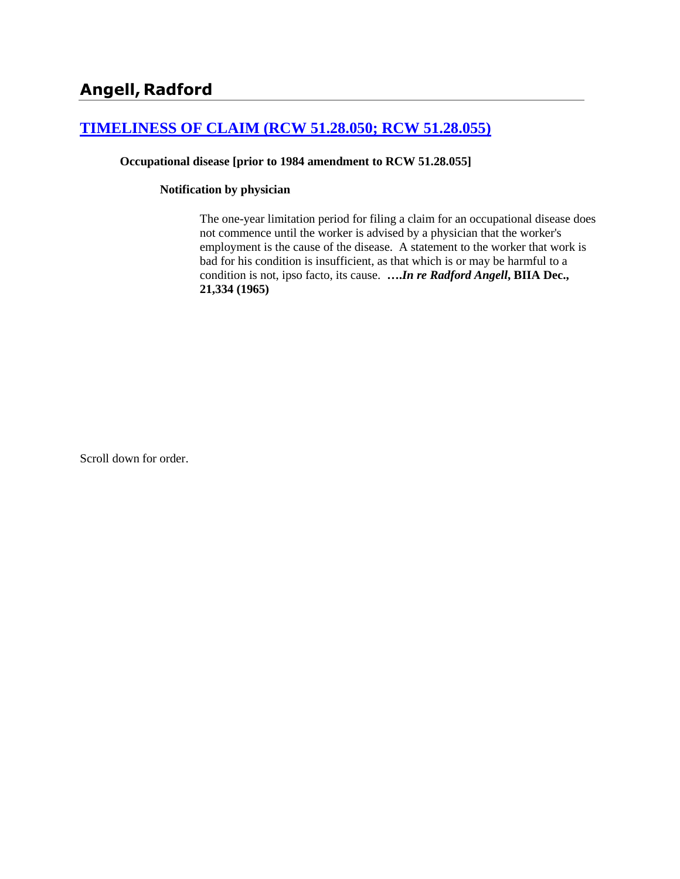## Angell, Radford

### [TIMELINESS OF CLAIM (RCW 51.28.050; RCW 51.28.055)]

**Occupational disease [prior to 1984 amendment to RCW 51.28.055]**

**Notification by physician**

The one-year limitation period for filing a claim for an occupational disease does not commence until the worker is advised by a physician that the worker's employment is the cause of the disease. A statement to the worker that work is bad for his condition is insufficient, as that which is or may be harmful to a condition is not, ipso facto, its cause. ***….In re Radford Angell*, BIIA Dec., 21,334 (1965)**

Scroll down for order.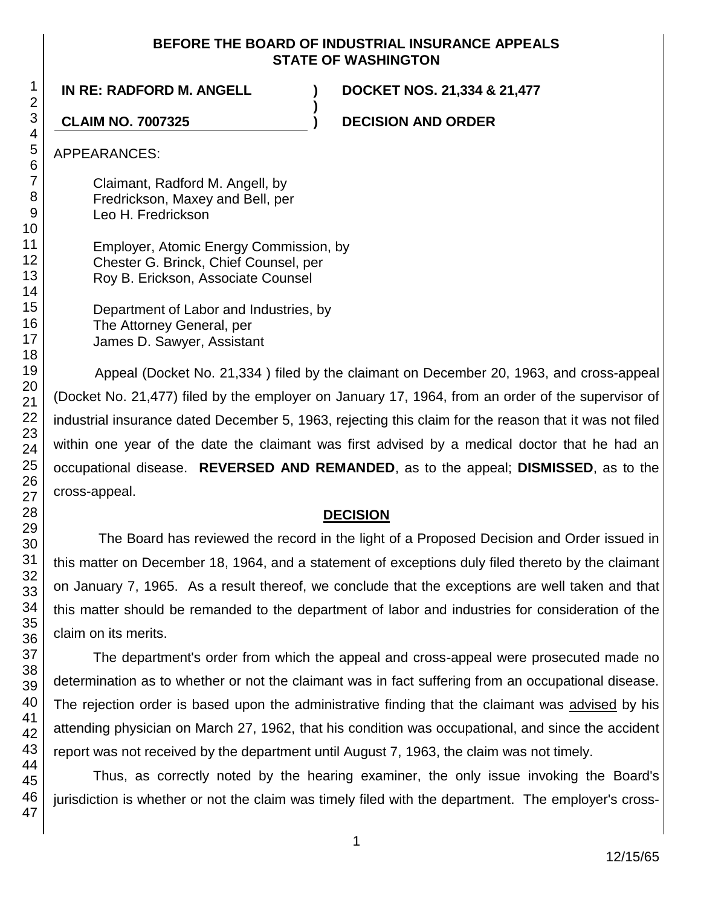**BEFORE THE BOARD OF INDUSTRIAL INSURANCE APPEALS**
**STATE OF WASHINGTON**

**IN RE: RADFORD M. ANGELL** ) **DOCKET NOS. 21,334 & 21,477**
)
**CLAIM NO. 7007325** ) **DECISION AND ORDER**

APPEARANCES:

Claimant, Radford M. Angell, by
Fredrickson, Maxey and Bell, per
Leo H. Fredrickson

Employer, Atomic Energy Commission, by
Chester G. Brinck, Chief Counsel, per
Roy B. Erickson, Associate Counsel

Department of Labor and Industries, by
The Attorney General, per
James D. Sawyer, Assistant

Appeal (Docket No. 21,334 ) filed by the claimant on December 20, 1963, and cross-appeal (Docket No. 21,477) filed by the employer on January 17, 1964, from an order of the supervisor of industrial insurance dated December 5, 1963, rejecting this claim for the reason that it was not filed within one year of the date the claimant was first advised by a medical doctor that he had an occupational disease. **REVERSED AND REMANDED**, as to the appeal; **DISMISSED**, as to the cross-appeal.

## DECISION

The Board has reviewed the record in the light of a Proposed Decision and Order issued in this matter on December 18, 1964, and a statement of exceptions duly filed thereto by the claimant on January 7, 1965. As a result thereof, we conclude that the exceptions are well taken and that this matter should be remanded to the department of labor and industries for consideration of the claim on its merits.

The department's order from which the appeal and cross-appeal were prosecuted made no determination as to whether or not the claimant was in fact suffering from an occupational disease. The rejection order is based upon the administrative finding that the claimant was advised by his attending physician on March 27, 1962, that his condition was occupational, and since the accident report was not received by the department until August 7, 1963, the claim was not timely.

Thus, as correctly noted by the hearing examiner, the only issue invoking the Board's jurisdiction is whether or not the claim was timely filed with the department. The employer's cross-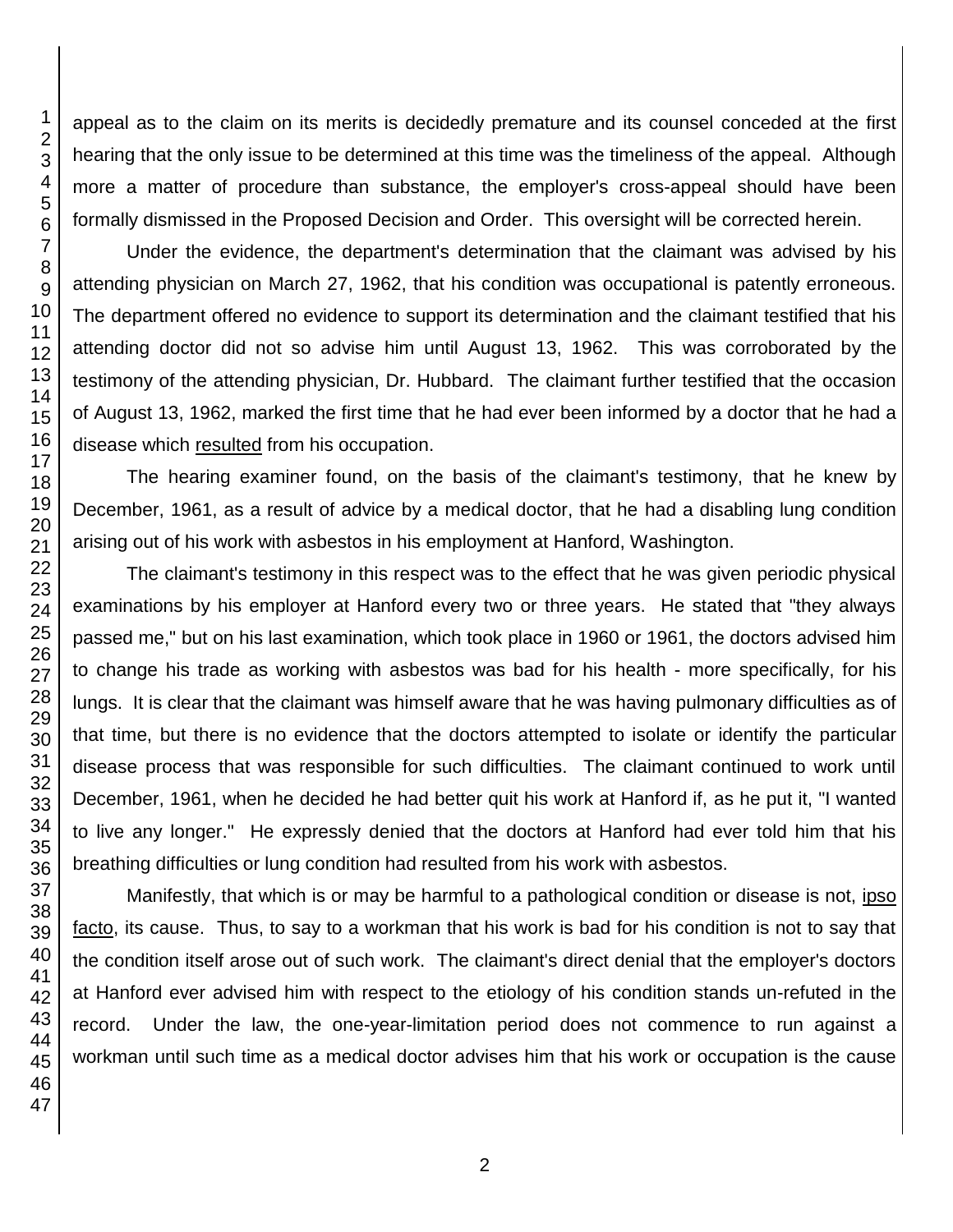appeal as to the claim on its merits is decidedly premature and its counsel conceded at the first hearing that the only issue to be determined at this time was the timeliness of the appeal. Although more a matter of procedure than substance, the employer's cross-appeal should have been formally dismissed in the Proposed Decision and Order. This oversight will be corrected herein.

Under the evidence, the department's determination that the claimant was advised by his attending physician on March 27, 1962, that his condition was occupational is patently erroneous. The department offered no evidence to support its determination and the claimant testified that his attending doctor did not so advise him until August 13, 1962. This was corroborated by the testimony of the attending physician, Dr. Hubbard. The claimant further testified that the occasion of August 13, 1962, marked the first time that he had ever been informed by a doctor that he had a disease which resulted from his occupation.

The hearing examiner found, on the basis of the claimant's testimony, that he knew by December, 1961, as a result of advice by a medical doctor, that he had a disabling lung condition arising out of his work with asbestos in his employment at Hanford, Washington.

The claimant's testimony in this respect was to the effect that he was given periodic physical examinations by his employer at Hanford every two or three years. He stated that "they always passed me," but on his last examination, which took place in 1960 or 1961, the doctors advised him to change his trade as working with asbestos was bad for his health - more specifically, for his lungs. It is clear that the claimant was himself aware that he was having pulmonary difficulties as of that time, but there is no evidence that the doctors attempted to isolate or identify the particular disease process that was responsible for such difficulties. The claimant continued to work until December, 1961, when he decided he had better quit his work at Hanford if, as he put it, "I wanted to live any longer." He expressly denied that the doctors at Hanford had ever told him that his breathing difficulties or lung condition had resulted from his work with asbestos.

Manifestly, that which is or may be harmful to a pathological condition or disease is not, ipso facto, its cause. Thus, to say to a workman that his work is bad for his condition is not to say that the condition itself arose out of such work. The claimant's direct denial that the employer's doctors at Hanford ever advised him with respect to the etiology of his condition stands un-refuted in the record. Under the law, the one-year-limitation period does not commence to run against a workman until such time as a medical doctor advises him that his work or occupation is the cause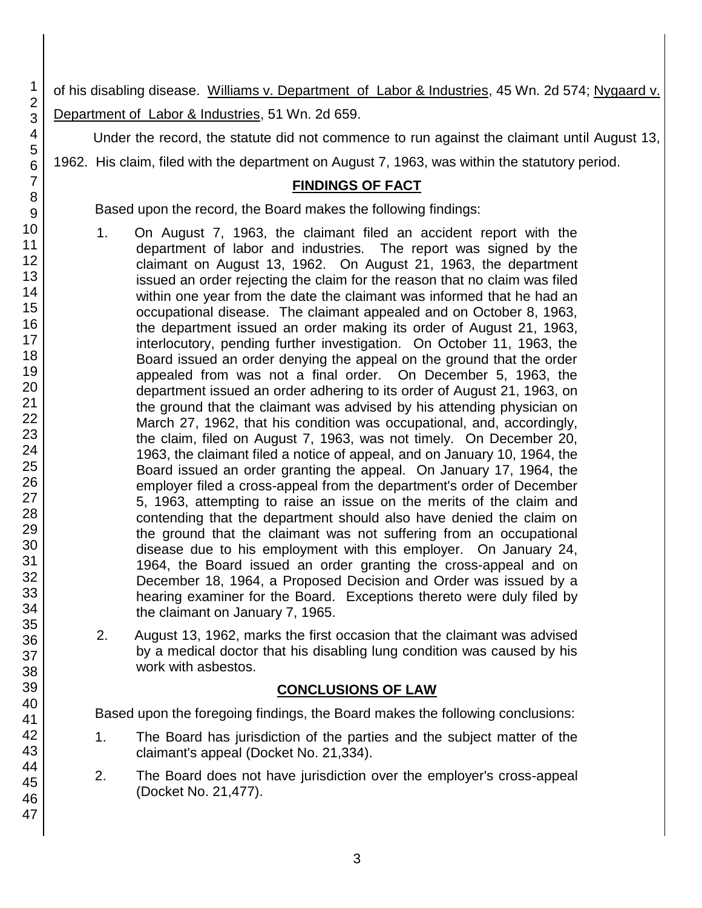of his disabling disease. Williams v. Department of Labor & Industries, 45 Wn. 2d 574; Nygaard v. Department of Labor & Industries, 51 Wn. 2d 659.

Under the record, the statute did not commence to run against the claimant until August 13, 1962. His claim, filed with the department on August 7, 1963, was within the statutory period.

## FINDINGS OF FACT

Based upon the record, the Board makes the following findings:

1. On August 7, 1963, the claimant filed an accident report with the department of labor and industries. The report was signed by the claimant on August 13, 1962. On August 21, 1963, the department issued an order rejecting the claim for the reason that no claim was filed within one year from the date the claimant was informed that he had an occupational disease. The claimant appealed and on October 8, 1963, the department issued an order making its order of August 21, 1963, interlocutory, pending further investigation. On October 11, 1963, the Board issued an order denying the appeal on the ground that the order appealed from was not a final order. On December 5, 1963, the department issued an order adhering to its order of August 21, 1963, on the ground that the claimant was advised by his attending physician on March 27, 1962, that his condition was occupational, and, accordingly, the claim, filed on August 7, 1963, was not timely. On December 20, 1963, the claimant filed a notice of appeal, and on January 10, 1964, the Board issued an order granting the appeal. On January 17, 1964, the employer filed a cross-appeal from the department's order of December 5, 1963, attempting to raise an issue on the merits of the claim and contending that the department should also have denied the claim on the ground that the claimant was not suffering from an occupational disease due to his employment with this employer. On January 24, 1964, the Board issued an order granting the cross-appeal and on December 18, 1964, a Proposed Decision and Order was issued by a hearing examiner for the Board. Exceptions thereto were duly filed by the claimant on January 7, 1965.

2. August 13, 1962, marks the first occasion that the claimant was advised by a medical doctor that his disabling lung condition was caused by his work with asbestos.

## CONCLUSIONS OF LAW

Based upon the foregoing findings, the Board makes the following conclusions:

1. The Board has jurisdiction of the parties and the subject matter of the claimant's appeal (Docket No. 21,334).

2. The Board does not have jurisdiction over the employer's cross-appeal (Docket No. 21,477).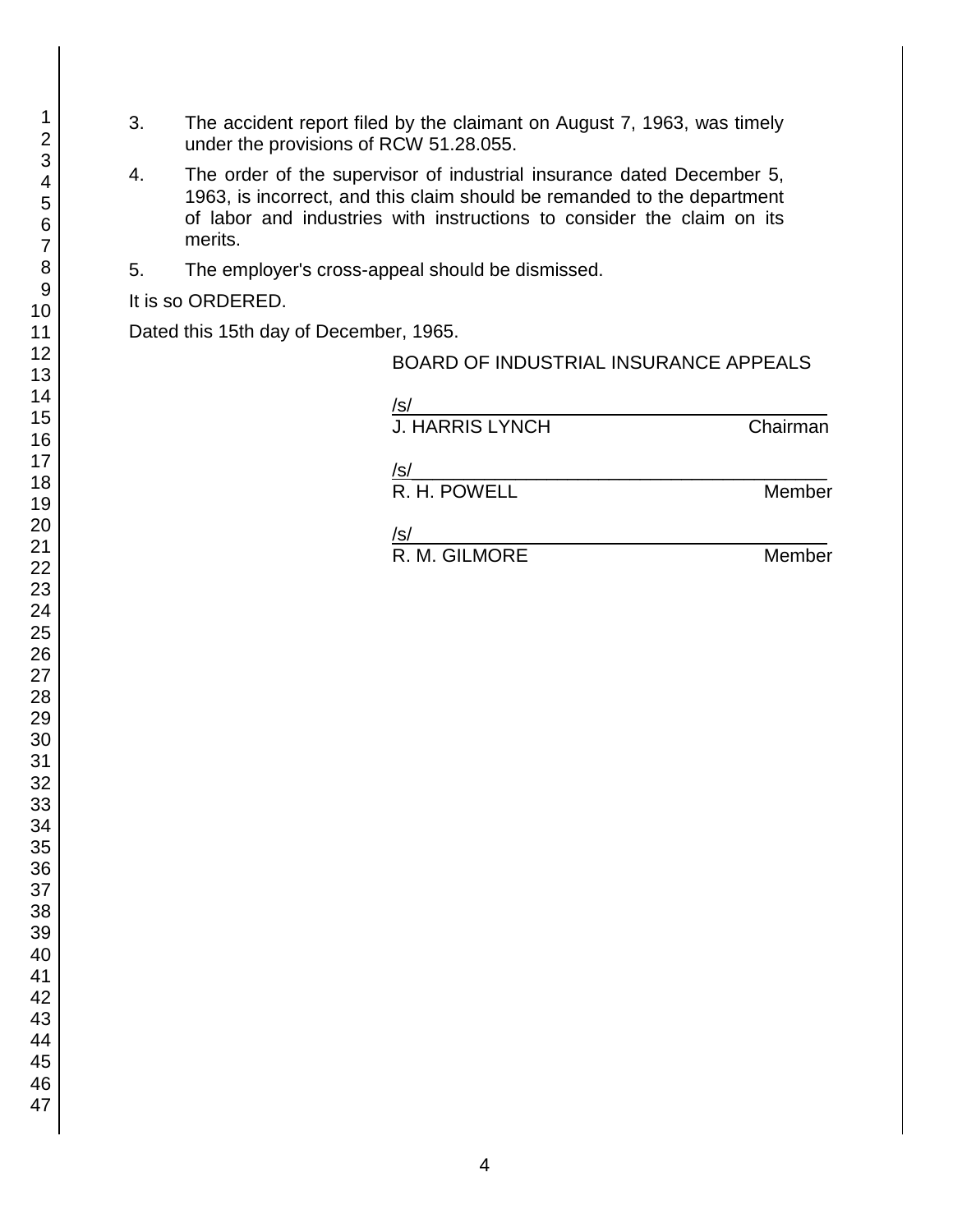3. The accident report filed by the claimant on August 7, 1963, was timely under the provisions of RCW 51.28.055.

4. The order of the supervisor of industrial insurance dated December 5, 1963, is incorrect, and this claim should be remanded to the department of labor and industries with instructions to consider the claim on its merits.

5. The employer's cross-appeal should be dismissed.

It is so ORDERED.

Dated this 15th day of December, 1965.

BOARD OF INDUSTRIAL INSURANCE APPEALS

/s/
J. HARRIS LYNCH Chairman

/s/
R. H. POWELL Member

/s/
R. M. GILMORE Member